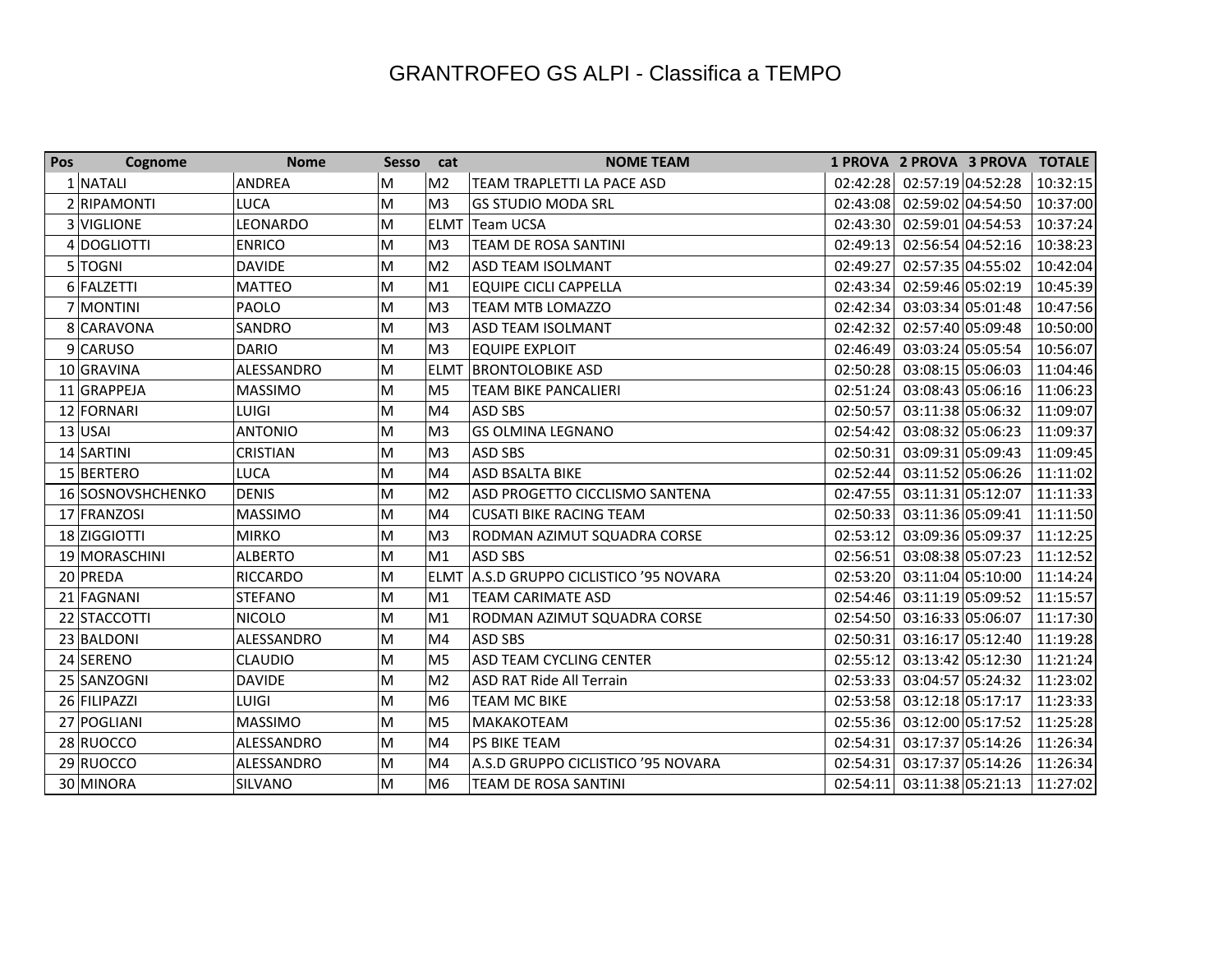# GRANTROFEO GS ALPI - Classifica a TEMPO

| Pos | Cognome | Nome | Sesso | cat | NOME TEAM | 1 PROVA | 2 PROVA | 3 PROVA | TOTALE |
|---|---|---|---|---|---|---|---|---|---|
| 1 | NATALI | ANDREA | M | M2 | TEAM TRAPLETTI LA PACE ASD | 02:42:28 | 02:57:19 | 04:52:28 | 10:32:15 |
| 2 | RIPAMONTI | LUCA | M | M3 | GS STUDIO MODA SRL | 02:43:08 | 02:59:02 | 04:54:50 | 10:37:00 |
| 3 | VIGLIONE | LEONARDO | M | ELMT | Team UCSA | 02:43:30 | 02:59:01 | 04:54:53 | 10:37:24 |
| 4 | DOGLIOTTI | ENRICO | M | M3 | TEAM DE ROSA SANTINI | 02:49:13 | 02:56:54 | 04:52:16 | 10:38:23 |
| 5 | TOGNI | DAVIDE | M | M2 | ASD TEAM ISOLMANT | 02:49:27 | 02:57:35 | 04:55:02 | 10:42:04 |
| 6 | FALZETTI | MATTEO | M | M1 | EQUIPE CICLI CAPPELLA | 02:43:34 | 02:59:46 | 05:02:19 | 10:45:39 |
| 7 | MONTINI | PAOLO | M | M3 | TEAM MTB LOMAZZO | 02:42:34 | 03:03:34 | 05:01:48 | 10:47:56 |
| 8 | CARAVONA | SANDRO | M | M3 | ASD TEAM ISOLMANT | 02:42:32 | 02:57:40 | 05:09:48 | 10:50:00 |
| 9 | CARUSO | DARIO | M | M3 | EQUIPE EXPLOIT | 02:46:49 | 03:03:24 | 05:05:54 | 10:56:07 |
| 10 | GRAVINA | ALESSANDRO | M | ELMT | BRONTOLOBIKE ASD | 02:50:28 | 03:08:15 | 05:06:03 | 11:04:46 |
| 11 | GRAPPEJA | MASSIMO | M | M5 | TEAM BIKE PANCALIERI | 02:51:24 | 03:08:43 | 05:06:16 | 11:06:23 |
| 12 | FORNARI | LUIGI | M | M4 | ASD SBS | 02:50:57 | 03:11:38 | 05:06:32 | 11:09:07 |
| 13 | USAI | ANTONIO | M | M3 | GS OLMINA LEGNANO | 02:54:42 | 03:08:32 | 05:06:23 | 11:09:37 |
| 14 | SARTINI | CRISTIAN | M | M3 | ASD SBS | 02:50:31 | 03:09:31 | 05:09:43 | 11:09:45 |
| 15 | BERTERO | LUCA | M | M4 | ASD BSALTA BIKE | 02:52:44 | 03:11:52 | 05:06:26 | 11:11:02 |
| 16 | SOSNOVSHCHENKO | DENIS | M | M2 | ASD PROGETTO CICCLISMO SANTENA | 02:47:55 | 03:11:31 | 05:12:07 | 11:11:33 |
| 17 | FRANZOSI | MASSIMO | M | M4 | CUSATI BIKE RACING TEAM | 02:50:33 | 03:11:36 | 05:09:41 | 11:11:50 |
| 18 | ZIGGIOTTI | MIRKO | M | M3 | RODMAN AZIMUT SQUADRA CORSE | 02:53:12 | 03:09:36 | 05:09:37 | 11:12:25 |
| 19 | MORASCHINI | ALBERTO | M | M1 | ASD SBS | 02:56:51 | 03:08:38 | 05:07:23 | 11:12:52 |
| 20 | PREDA | RICCARDO | M | ELMT | A.S.D GRUPPO CICLISTICO '95 NOVARA | 02:53:20 | 03:11:04 | 05:10:00 | 11:14:24 |
| 21 | FAGNANI | STEFANO | M | M1 | TEAM CARIMATE ASD | 02:54:46 | 03:11:19 | 05:09:52 | 11:15:57 |
| 22 | STACCOTTI | NICOLO | M | M1 | RODMAN AZIMUT SQUADRA CORSE | 02:54:50 | 03:16:33 | 05:06:07 | 11:17:30 |
| 23 | BALDONI | ALESSANDRO | M | M4 | ASD SBS | 02:50:31 | 03:16:17 | 05:12:40 | 11:19:28 |
| 24 | SERENO | CLAUDIO | M | M5 | ASD TEAM CYCLING CENTER | 02:55:12 | 03:13:42 | 05:12:30 | 11:21:24 |
| 25 | SANZOGNI | DAVIDE | M | M2 | ASD RAT Ride All Terrain | 02:53:33 | 03:04:57 | 05:24:32 | 11:23:02 |
| 26 | FILIPAZZI | LUIGI | M | M6 | TEAM MC BIKE | 02:53:58 | 03:12:18 | 05:17:17 | 11:23:33 |
| 27 | POGLIANI | MASSIMO | M | M5 | MAKAKOTEAM | 02:55:36 | 03:12:00 | 05:17:52 | 11:25:28 |
| 28 | RUOCCO | ALESSANDRO | M | M4 | PS BIKE TEAM | 02:54:31 | 03:17:37 | 05:14:26 | 11:26:34 |
| 29 | RUOCCO | ALESSANDRO | M | M4 | A.S.D GRUPPO CICLISTICO '95 NOVARA | 02:54:31 | 03:17:37 | 05:14:26 | 11:26:34 |
| 30 | MINORA | SILVANO | M | M6 | TEAM DE ROSA SANTINI | 02:54:11 | 03:11:38 | 05:21:13 | 11:27:02 |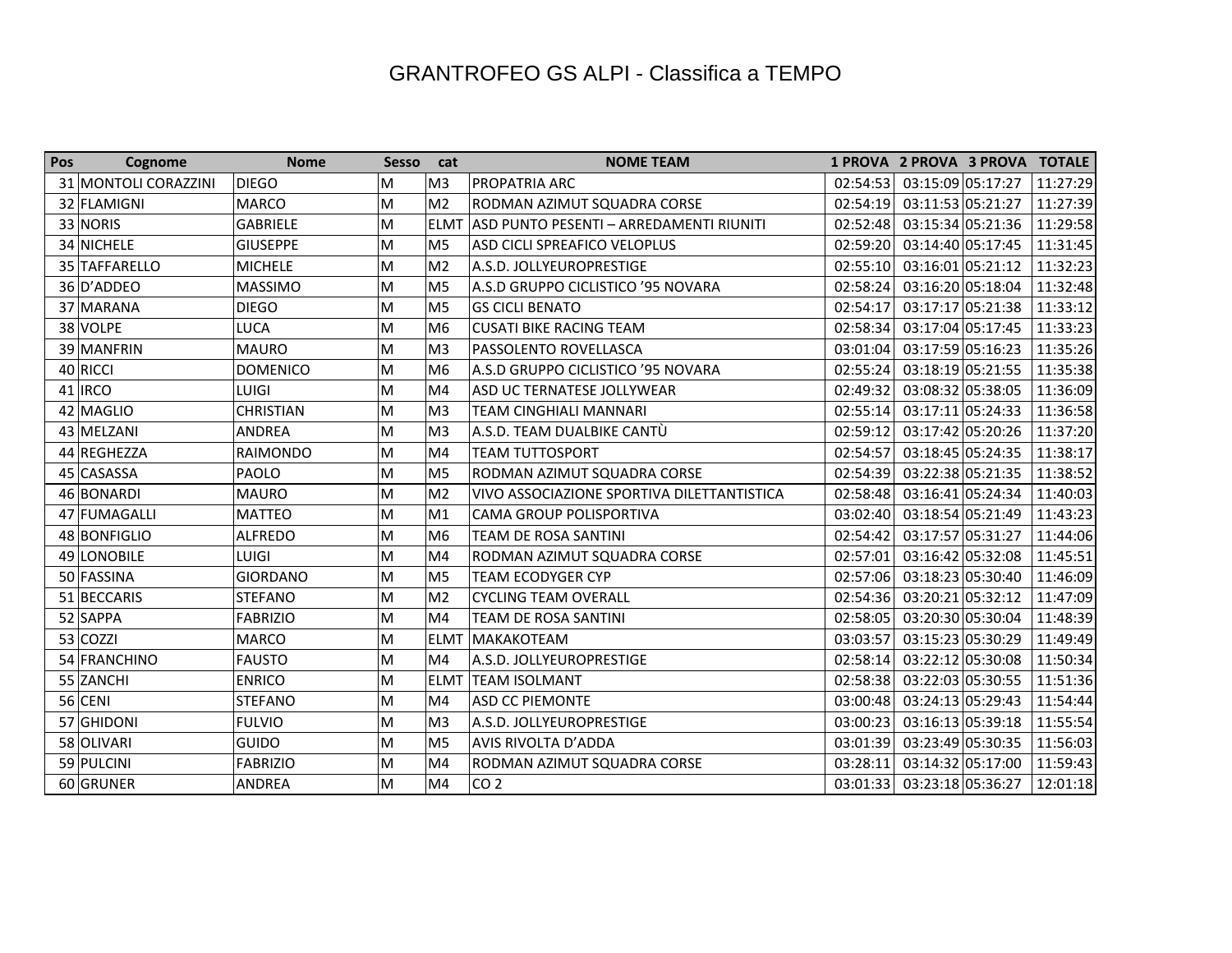# GRANTROFEO GS ALPI - Classifica a TEMPO

| Pos | Cognome | Nome | Sesso | cat | NOME TEAM | 1 PROVA | 2 PROVA | 3 PROVA | TOTALE |
|---|---|---|---|---|---|---|---|---|---|
| 31 | MONTOLI CORAZZINI | DIEGO | M | M3 | PROPATRIA ARC | 02:54:53 | 03:15:09 | 05:17:27 | 11:27:29 |
| 32 | FLAMIGNI | MARCO | M | M2 | RODMAN AZIMUT SQUADRA CORSE | 02:54:19 | 03:11:53 | 05:21:27 | 11:27:39 |
| 33 | NORIS | GABRIELE | M | ELMT | ASD PUNTO PESENTI – ARREDAMENTI RIUNITI | 02:52:48 | 03:15:34 | 05:21:36 | 11:29:58 |
| 34 | NICHELE | GIUSEPPE | M | M5 | ASD CICLI SPREAFICO VELOPLUS | 02:59:20 | 03:14:40 | 05:17:45 | 11:31:45 |
| 35 | TAFFARELLO | MICHELE | M | M2 | A.S.D. JOLLYEUROPRESTIGE | 02:55:10 | 03:16:01 | 05:21:12 | 11:32:23 |
| 36 | D’ADDEO | MASSIMO | M | M5 | A.S.D GRUPPO CICLISTICO ’95 NOVARA | 02:58:24 | 03:16:20 | 05:18:04 | 11:32:48 |
| 37 | MARANA | DIEGO | M | M5 | GS CICLI BENATO | 02:54:17 | 03:17:17 | 05:21:38 | 11:33:12 |
| 38 | VOLPE | LUCA | M | M6 | CUSATI BIKE RACING TEAM | 02:58:34 | 03:17:04 | 05:17:45 | 11:33:23 |
| 39 | MANFRIN | MAURO | M | M3 | PASSOLENTO ROVELLASCA | 03:01:04 | 03:17:59 | 05:16:23 | 11:35:26 |
| 40 | RICCI | DOMENICO | M | M6 | A.S.D GRUPPO CICLISTICO ’95 NOVARA | 02:55:24 | 03:18:19 | 05:21:55 | 11:35:38 |
| 41 | IRCO | LUIGI | M | M4 | ASD UC TERNATESE JOLLYWEAR | 02:49:32 | 03:08:32 | 05:38:05 | 11:36:09 |
| 42 | MAGLIO | CHRISTIAN | M | M3 | TEAM CINGHIALI MANNARI | 02:55:14 | 03:17:11 | 05:24:33 | 11:36:58 |
| 43 | MELZANI | ANDREA | M | M3 | A.S.D. TEAM DUALBIKE CANTÙ | 02:59:12 | 03:17:42 | 05:20:26 | 11:37:20 |
| 44 | REGHEZZA | RAIMONDO | M | M4 | TEAM TUTTOSPORT | 02:54:57 | 03:18:45 | 05:24:35 | 11:38:17 |
| 45 | CASASSA | PAOLO | M | M5 | RODMAN AZIMUT SQUADRA CORSE | 02:54:39 | 03:22:38 | 05:21:35 | 11:38:52 |
| 46 | BONARDI | MAURO | M | M2 | VIVO ASSOCIAZIONE SPORTIVA DILETTANTISTICA | 02:58:48 | 03:16:41 | 05:24:34 | 11:40:03 |
| 47 | FUMAGALLI | MATTEO | M | M1 | CAMA GROUP POLISPORTIVA | 03:02:40 | 03:18:54 | 05:21:49 | 11:43:23 |
| 48 | BONFIGLIO | ALFREDO | M | M6 | TEAM DE ROSA SANTINI | 02:54:42 | 03:17:57 | 05:31:27 | 11:44:06 |
| 49 | LONOBILE | LUIGI | M | M4 | RODMAN AZIMUT SQUADRA CORSE | 02:57:01 | 03:16:42 | 05:32:08 | 11:45:51 |
| 50 | FASSINA | GIORDANO | M | M5 | TEAM ECODYGER CYP | 02:57:06 | 03:18:23 | 05:30:40 | 11:46:09 |
| 51 | BECCARIS | STEFANO | M | M2 | CYCLING TEAM OVERALL | 02:54:36 | 03:20:21 | 05:32:12 | 11:47:09 |
| 52 | SAPPA | FABRIZIO | M | M4 | TEAM DE ROSA SANTINI | 02:58:05 | 03:20:30 | 05:30:04 | 11:48:39 |
| 53 | COZZI | MARCO | M | ELMT | MAKAKOTEAM | 03:03:57 | 03:15:23 | 05:30:29 | 11:49:49 |
| 54 | FRANCHINO | FAUSTO | M | M4 | A.S.D. JOLLYEUROPRESTIGE | 02:58:14 | 03:22:12 | 05:30:08 | 11:50:34 |
| 55 | ZANCHI | ENRICO | M | ELMT | TEAM ISOLMANT | 02:58:38 | 03:22:03 | 05:30:55 | 11:51:36 |
| 56 | CENI | STEFANO | M | M4 | ASD CC PIEMONTE | 03:00:48 | 03:24:13 | 05:29:43 | 11:54:44 |
| 57 | GHIDONI | FULVIO | M | M3 | A.S.D. JOLLYEUROPRESTIGE | 03:00:23 | 03:16:13 | 05:39:18 | 11:55:54 |
| 58 | OLIVARI | GUIDO | M | M5 | AVIS RIVOLTA D’ADDA | 03:01:39 | 03:23:49 | 05:30:35 | 11:56:03 |
| 59 | PULCINI | FABRIZIO | M | M4 | RODMAN AZIMUT SQUADRA CORSE | 03:28:11 | 03:14:32 | 05:17:00 | 11:59:43 |
| 60 | GRUNER | ANDREA | M | M4 | CO 2 | 03:01:33 | 03:23:18 | 05:36:27 | 12:01:18 |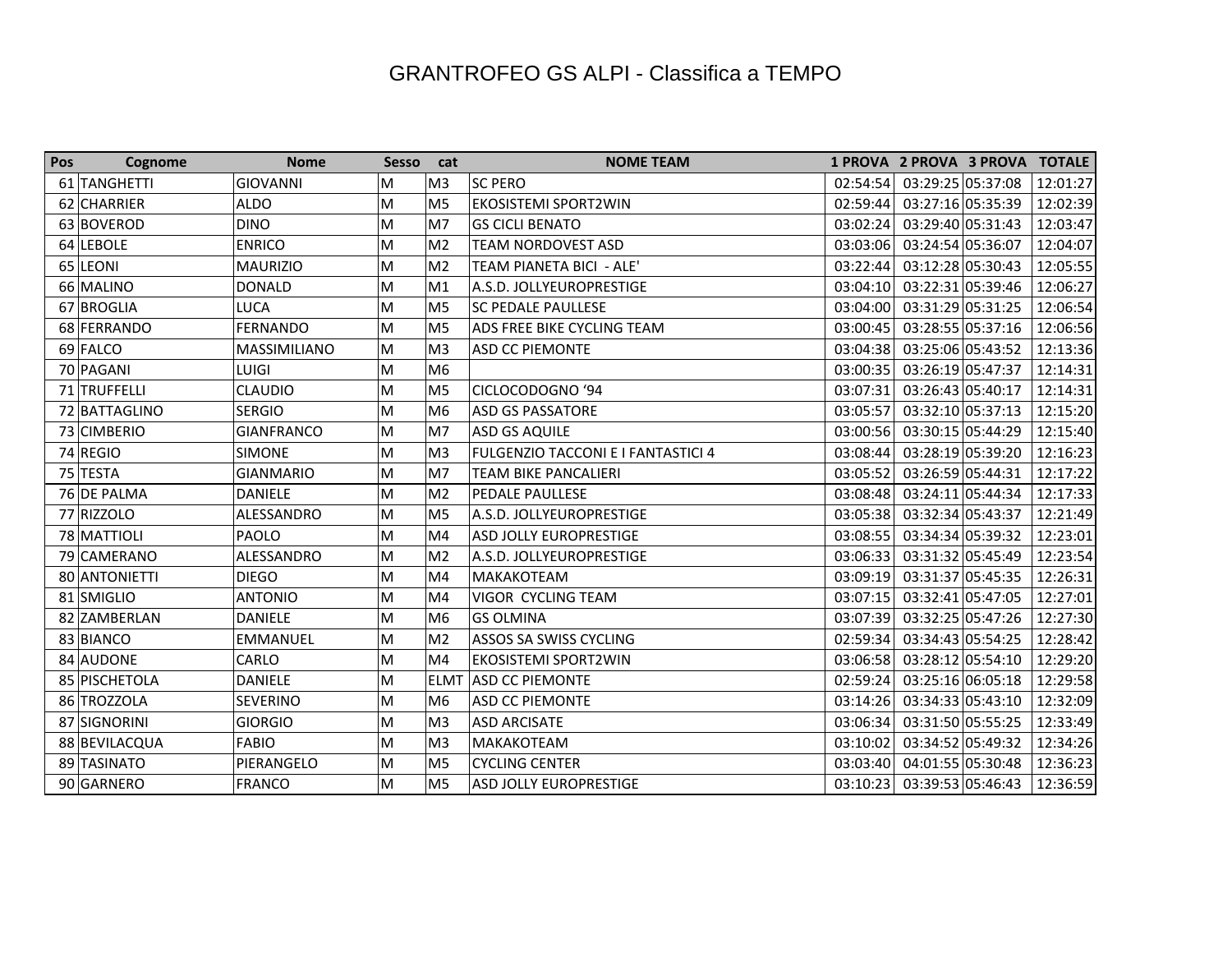# GRANTROFEO GS ALPI - Classifica a TEMPO

| Pos | Cognome | Nome | Sesso | cat | NOME TEAM | 1 PROVA | 2 PROVA | 3 PROVA | TOTALE |
|---|---|---|---|---|---|---|---|---|---|
| 61 | TANGHETTI | GIOVANNI | M | M3 | SC PERO | 02:54:54 | 03:29:25 | 05:37:08 | 12:01:27 |
| 62 | CHARRIER | ALDO | M | M5 | EKOSISTEMI SPORT2WIN | 02:59:44 | 03:27:16 | 05:35:39 | 12:02:39 |
| 63 | BOVEROD | DINO | M | M7 | GS CICLI BENATO | 03:02:24 | 03:29:40 | 05:31:43 | 12:03:47 |
| 64 | LEBOLE | ENRICO | M | M2 | TEAM NORDOVEST ASD | 03:03:06 | 03:24:54 | 05:36:07 | 12:04:07 |
| 65 | LEONI | MAURIZIO | M | M2 | TEAM PIANETA BICI - ALE' | 03:22:44 | 03:12:28 | 05:30:43 | 12:05:55 |
| 66 | MALINO | DONALD | M | M1 | A.S.D. JOLLYEUROPRESTIGE | 03:04:10 | 03:22:31 | 05:39:46 | 12:06:27 |
| 67 | BROGLIA | LUCA | M | M5 | SC PEDALE PAULLESE | 03:04:00 | 03:31:29 | 05:31:25 | 12:06:54 |
| 68 | FERRANDO | FERNANDO | M | M5 | ADS FREE BIKE CYCLING TEAM | 03:00:45 | 03:28:55 | 05:37:16 | 12:06:56 |
| 69 | FALCO | MASSIMILIANO | M | M3 | ASD CC PIEMONTE | 03:04:38 | 03:25:06 | 05:43:52 | 12:13:36 |
| 70 | PAGANI | LUIGI | M | M6 | | 03:00:35 | 03:26:19 | 05:47:37 | 12:14:31 |
| 71 | TRUFFELLI | CLAUDIO | M | M5 | CICLOCODOGNO ‘94 | 03:07:31 | 03:26:43 | 05:40:17 | 12:14:31 |
| 72 | BATTAGLINO | SERGIO | M | M6 | ASD GS PASSATORE | 03:05:57 | 03:32:10 | 05:37:13 | 12:15:20 |
| 73 | CIMBERIO | GIANFRANCO | M | M7 | ASD GS AQUILE | 03:00:56 | 03:30:15 | 05:44:29 | 12:15:40 |
| 74 | REGIO | SIMONE | M | M3 | FULGENZIO TACCONI E I FANTASTICI 4 | 03:08:44 | 03:28:19 | 05:39:20 | 12:16:23 |
| 75 | TESTA | GIANMARIO | M | M7 | TEAM BIKE PANCALIERI | 03:05:52 | 03:26:59 | 05:44:31 | 12:17:22 |
| 76 | DE PALMA | DANIELE | M | M2 | PEDALE PAULLESE | 03:08:48 | 03:24:11 | 05:44:34 | 12:17:33 |
| 77 | RIZZOLO | ALESSANDRO | M | M5 | A.S.D. JOLLYEUROPRESTIGE | 03:05:38 | 03:32:34 | 05:43:37 | 12:21:49 |
| 78 | MATTIOLI | PAOLO | M | M4 | ASD JOLLY EUROPRESTIGE | 03:08:55 | 03:34:34 | 05:39:32 | 12:23:01 |
| 79 | CAMERANO | ALESSANDRO | M | M2 | A.S.D. JOLLYEUROPRESTIGE | 03:06:33 | 03:31:32 | 05:45:49 | 12:23:54 |
| 80 | ANTONIETTI | DIEGO | M | M4 | MAKAKOTEAM | 03:09:19 | 03:31:37 | 05:45:35 | 12:26:31 |
| 81 | SMIGLIO | ANTONIO | M | M4 | VIGOR CYCLING TEAM | 03:07:15 | 03:32:41 | 05:47:05 | 12:27:01 |
| 82 | ZAMBERLAN | DANIELE | M | M6 | GS OLMINA | 03:07:39 | 03:32:25 | 05:47:26 | 12:27:30 |
| 83 | BIANCO | EMMANUEL | M | M2 | ASSOS SA SWISS CYCLING | 02:59:34 | 03:34:43 | 05:54:25 | 12:28:42 |
| 84 | AUDONE | CARLO | M | M4 | EKOSISTEMI SPORT2WIN | 03:06:58 | 03:28:12 | 05:54:10 | 12:29:20 |
| 85 | PISCHETOLA | DANIELE | M | ELMT | ASD CC PIEMONTE | 02:59:24 | 03:25:16 | 06:05:18 | 12:29:58 |
| 86 | TROZZOLA | SEVERINO | M | M6 | ASD CC PIEMONTE | 03:14:26 | 03:34:33 | 05:43:10 | 12:32:09 |
| 87 | SIGNORINI | GIORGIO | M | M3 | ASD ARCISATE | 03:06:34 | 03:31:50 | 05:55:25 | 12:33:49 |
| 88 | BEVILACQUA | FABIO | M | M3 | MAKAKOTEAM | 03:10:02 | 03:34:52 | 05:49:32 | 12:34:26 |
| 89 | TASINATO | PIERANGELO | M | M5 | CYCLING CENTER | 03:03:40 | 04:01:55 | 05:30:48 | 12:36:23 |
| 90 | GARNERO | FRANCO | M | M5 | ASD JOLLY EUROPRESTIGE | 03:10:23 | 03:39:53 | 05:46:43 | 12:36:59 |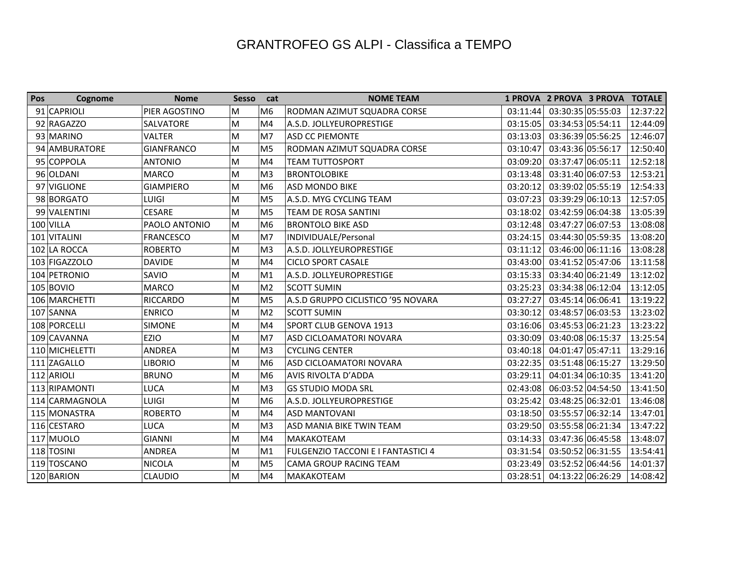# GRANTROFEO GS ALPI - Classifica a TEMPO

| Pos | Cognome | Nome | Sesso | cat | NOME TEAM | 1 PROVA | 2 PROVA | 3 PROVA | TOTALE |
|---|---|---|---|---|---|---|---|---|---|
| 91 | CAPRIOLI | PIER AGOSTINO | M | M6 | RODMAN AZIMUT SQUADRA CORSE | 03:11:44 | 03:30:35 | 05:55:03 | 12:37:22 |
| 92 | RAGAZZO | SALVATORE | M | M4 | A.S.D. JOLLYEUROPRESTIGE | 03:15:05 | 03:34:53 | 05:54:11 | 12:44:09 |
| 93 | MARINO | VALTER | M | M7 | ASD CC PIEMONTE | 03:13:03 | 03:36:39 | 05:56:25 | 12:46:07 |
| 94 | AMBURATORE | GIANFRANCO | M | M5 | RODMAN AZIMUT SQUADRA CORSE | 03:10:47 | 03:43:36 | 05:56:17 | 12:50:40 |
| 95 | COPPOLA | ANTONIO | M | M4 | TEAM TUTTOSPORT | 03:09:20 | 03:37:47 | 06:05:11 | 12:52:18 |
| 96 | OLDANI | MARCO | M | M3 | BRONTOLOBIKE | 03:13:48 | 03:31:40 | 06:07:53 | 12:53:21 |
| 97 | VIGLIONE | GIAMPIERO | M | M6 | ASD MONDO BIKE | 03:20:12 | 03:39:02 | 05:55:19 | 12:54:33 |
| 98 | BORGATO | LUIGI | M | M5 | A.S.D. MYG CYCLING TEAM | 03:07:23 | 03:39:29 | 06:10:13 | 12:57:05 |
| 99 | VALENTINI | CESARE | M | M5 | TEAM DE ROSA SANTINI | 03:18:02 | 03:42:59 | 06:04:38 | 13:05:39 |
| 100 | VILLA | PAOLO ANTONIO | M | M6 | BRONTOLO BIKE ASD | 03:12:48 | 03:47:27 | 06:07:53 | 13:08:08 |
| 101 | VITALINI | FRANCESCO | M | M7 | INDIVIDUALE/Personal | 03:24:15 | 03:44:30 | 05:59:35 | 13:08:20 |
| 102 | LA ROCCA | ROBERTO | M | M3 | A.S.D. JOLLYEUROPRESTIGE | 03:11:12 | 03:46:00 | 06:11:16 | 13:08:28 |
| 103 | FIGAZZOLO | DAVIDE | M | M4 | CICLO SPORT CASALE | 03:43:00 | 03:41:52 | 05:47:06 | 13:11:58 |
| 104 | PETRONIO | SAVIO | M | M1 | A.S.D. JOLLYEUROPRESTIGE | 03:15:33 | 03:34:40 | 06:21:49 | 13:12:02 |
| 105 | BOVIO | MARCO | M | M2 | SCOTT SUMIN | 03:25:23 | 03:34:38 | 06:12:04 | 13:12:05 |
| 106 | MARCHETTI | RICCARDO | M | M5 | A.S.D GRUPPO CICLISTICO '95 NOVARA | 03:27:27 | 03:45:14 | 06:06:41 | 13:19:22 |
| 107 | SANNA | ENRICO | M | M2 | SCOTT SUMIN | 03:30:12 | 03:48:57 | 06:03:53 | 13:23:02 |
| 108 | PORCELLI | SIMONE | M | M4 | SPORT CLUB GENOVA 1913 | 03:16:06 | 03:45:53 | 06:21:23 | 13:23:22 |
| 109 | CAVANNA | EZIO | M | M7 | ASD CICLOAMATORI NOVARA | 03:30:09 | 03:40:08 | 06:15:37 | 13:25:54 |
| 110 | MICHELETTI | ANDREA | M | M3 | CYCLING CENTER | 03:40:18 | 04:01:47 | 05:47:11 | 13:29:16 |
| 111 | ZAGALLO | LIBORIO | M | M6 | ASD CICLOAMATORI NOVARA | 03:22:35 | 03:51:48 | 06:15:27 | 13:29:50 |
| 112 | ARIOLI | BRUNO | M | M6 | AVIS RIVOLTA D'ADDA | 03:29:11 | 04:01:34 | 06:10:35 | 13:41:20 |
| 113 | RIPAMONTI | LUCA | M | M3 | GS STUDIO MODA SRL | 02:43:08 | 06:03:52 | 04:54:50 | 13:41:50 |
| 114 | CARMAGNOLA | LUIGI | M | M6 | A.S.D. JOLLYEUROPRESTIGE | 03:25:42 | 03:48:25 | 06:32:01 | 13:46:08 |
| 115 | MONASTRA | ROBERTO | M | M4 | ASD MANTOVANI | 03:18:50 | 03:55:57 | 06:32:14 | 13:47:01 |
| 116 | CESTARO | LUCA | M | M3 | ASD MANIA BIKE TWIN TEAM | 03:29:50 | 03:55:58 | 06:21:34 | 13:47:22 |
| 117 | MUOLO | GIANNI | M | M4 | MAKAKOTEAM | 03:14:33 | 03:47:36 | 06:45:58 | 13:48:07 |
| 118 | TOSINI | ANDREA | M | M1 | FULGENZIO TACCONI E I FANTASTICI 4 | 03:31:54 | 03:50:52 | 06:31:55 | 13:54:41 |
| 119 | TOSCANO | NICOLA | M | M5 | CAMA GROUP RACING TEAM | 03:23:49 | 03:52:52 | 06:44:56 | 14:01:37 |
| 120 | BARION | CLAUDIO | M | M4 | MAKAKOTEAM | 03:28:51 | 04:13:22 | 06:26:29 | 14:08:42 |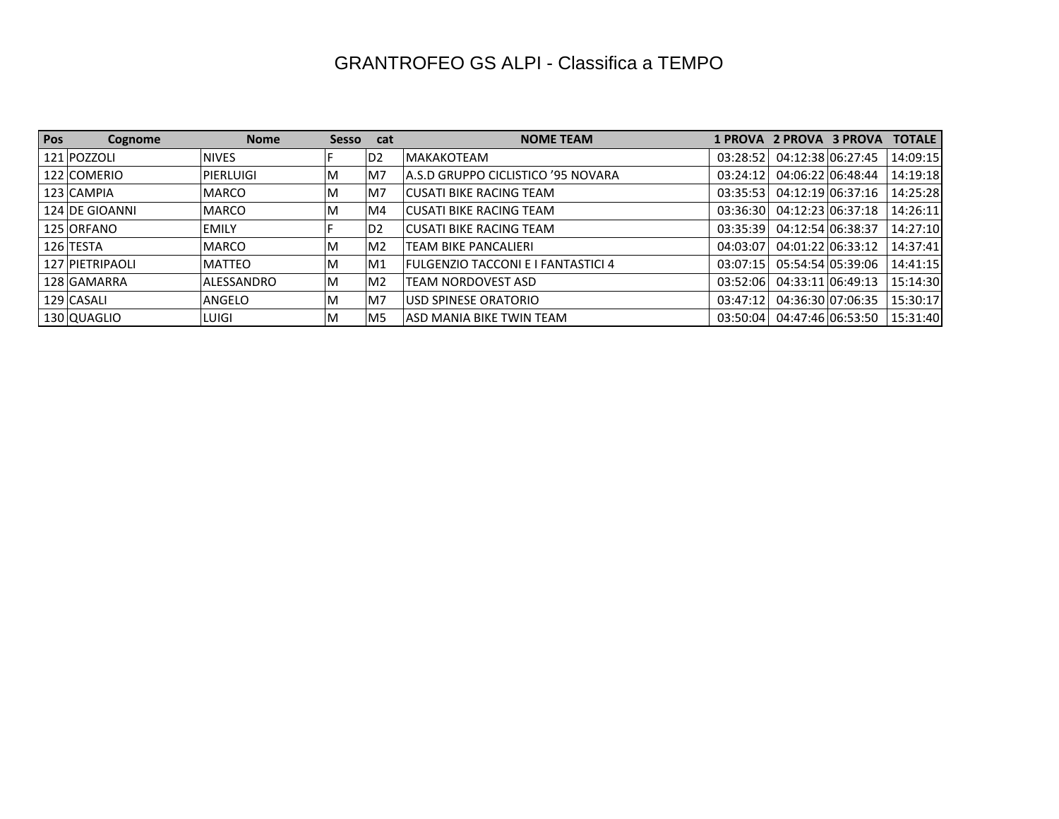# GRANTROFEO GS ALPI - Classifica a TEMPO

| Pos | Cognome | Nome | Sesso | cat | NOME TEAM | 1 PROVA | 2 PROVA | 3 PROVA | TOTALE |
|---|---|---|---|---|---|---|---|---|---|
| 121 | POZZOLI | NIVES | F | D2 | MAKAKOTEAM | 03:28:52 | 04:12:38 | 06:27:45 | 14:09:15 |
| 122 | COMERIO | PIERLUIGI | M | M7 | A.S.D GRUPPO CICLISTICO '95 NOVARA | 03:24:12 | 04:06:22 | 06:48:44 | 14:19:18 |
| 123 | CAMPIA | MARCO | M | M7 | CUSATI BIKE RACING TEAM | 03:35:53 | 04:12:19 | 06:37:16 | 14:25:28 |
| 124 | DE GIOANNI | MARCO | M | M4 | CUSATI BIKE RACING TEAM | 03:36:30 | 04:12:23 | 06:37:18 | 14:26:11 |
| 125 | ORFANO | EMILY | F | D2 | CUSATI BIKE RACING TEAM | 03:35:39 | 04:12:54 | 06:38:37 | 14:27:10 |
| 126 | TESTA | MARCO | M | M2 | TEAM BIKE PANCALIERI | 04:03:07 | 04:01:22 | 06:33:12 | 14:37:41 |
| 127 | PIETRIPAOLI | MATTEO | M | M1 | FULGENZIO TACCONI E I FANTASTICI 4 | 03:07:15 | 05:54:54 | 05:39:06 | 14:41:15 |
| 128 | GAMARRA | ALESSANDRO | M | M2 | TEAM NORDOVEST ASD | 03:52:06 | 04:33:11 | 06:49:13 | 15:14:30 |
| 129 | CASALI | ANGELO | M | M7 | USD SPINESE ORATORIO | 03:47:12 | 04:36:30 | 07:06:35 | 15:30:17 |
| 130 | QUAGLIO | LUIGI | M | M5 | ASD MANIA BIKE TWIN TEAM | 03:50:04 | 04:47:46 | 06:53:50 | 15:31:40 |